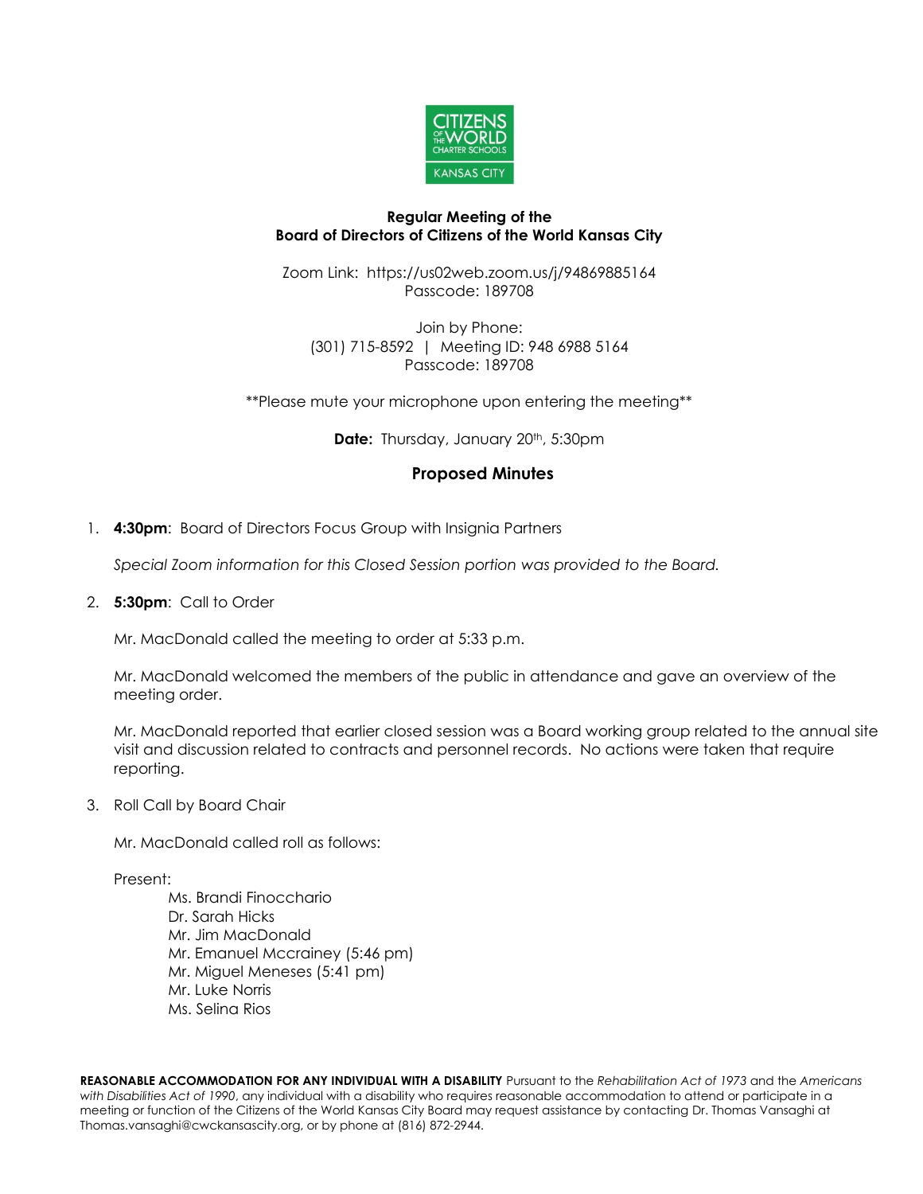**Regular Meeting of the**
**Board of Directors of Citizens of the World Kansas City**

Zoom Link: https://us02web.zoom.us/j/94869885164
Passcode: 189708

Join by Phone:
(301) 715-8592 | Meeting ID: 948 6988 5164
Passcode: 189708

**Please mute your microphone upon entering the meeting**

**Date:** Thursday, January 20th, 5:30pm

## Proposed Minutes

1. **4:30pm**: Board of Directors Focus Group with Insignia Partners

   *Special Zoom information for this Closed Session portion was provided to the Board.*

2. **5:30pm**: Call to Order

   Mr. MacDonald called the meeting to order at 5:33 p.m.

   Mr. MacDonald welcomed the members of the public in attendance and gave an overview of the meeting order.

   Mr. MacDonald reported that earlier closed session was a Board working group related to the annual site visit and discussion related to contracts and personnel records. No actions were taken that require reporting.

3. Roll Call by Board Chair

   Mr. MacDonald called roll as follows:

   Present:

   - Ms. Brandi Finocchario
   - Dr. Sarah Hicks
   - Mr. Jim MacDonald
   - Mr. Emanuel Mccrainey (5:46 pm)
   - Mr. Miguel Meneses (5:41 pm)
   - Mr. Luke Norris
   - Ms. Selina Rios

**REASONABLE ACCOMMODATION FOR ANY INDIVIDUAL WITH A DISABILITY** Pursuant to the *Rehabilitation Act of 1973* and the *Americans with Disabilities Act of 1990*, any individual with a disability who requires reasonable accommodation to attend or participate in a meeting or function of the Citizens of the World Kansas City Board may request assistance by contacting Dr. Thomas Vansaghi at Thomas.vansaghi@cwckansascity.org, or by phone at (816) 872-2944.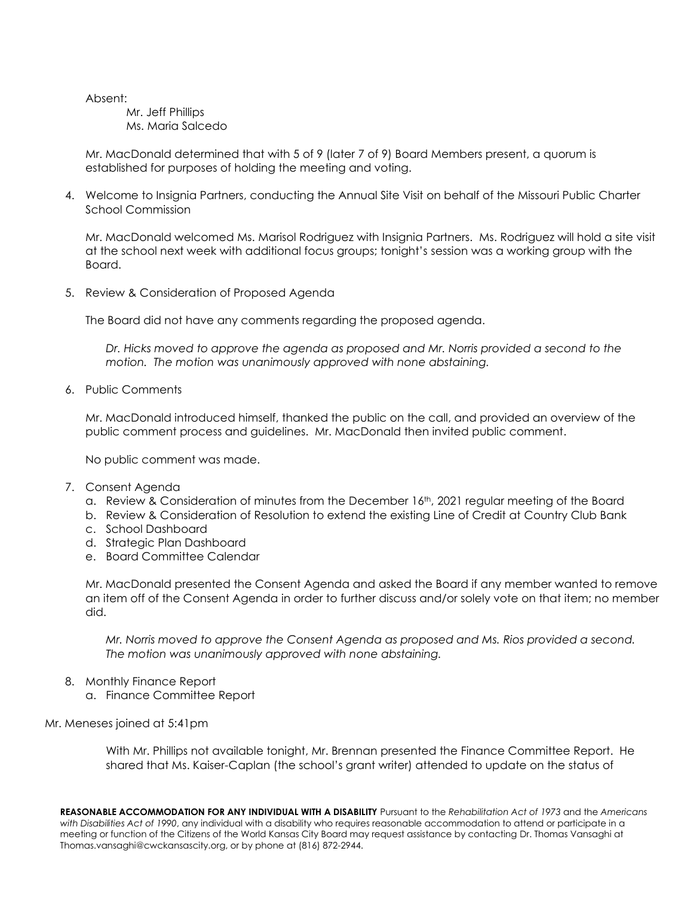Absent:

Mr. Jeff Phillips
Ms. Maria Salcedo

Mr. MacDonald determined that with 5 of 9 (later 7 of 9) Board Members present, a quorum is established for purposes of holding the meeting and voting.

4. Welcome to Insignia Partners, conducting the Annual Site Visit on behalf of the Missouri Public Charter School Commission

   Mr. MacDonald welcomed Ms. Marisol Rodriguez with Insignia Partners. Ms. Rodriguez will hold a site visit at the school next week with additional focus groups; tonight's session was a working group with the Board.

5. Review & Consideration of Proposed Agenda

   The Board did not have any comments regarding the proposed agenda.

   *Dr. Hicks moved to approve the agenda as proposed and Mr. Norris provided a second to the motion. The motion was unanimously approved with none abstaining.*

6. Public Comments

   Mr. MacDonald introduced himself, thanked the public on the call, and provided an overview of the public comment process and guidelines. Mr. MacDonald then invited public comment.

   No public comment was made.

7. Consent Agenda
   a. Review & Consideration of minutes from the December 16th, 2021 regular meeting of the Board
   b. Review & Consideration of Resolution to extend the existing Line of Credit at Country Club Bank
   c. School Dashboard
   d. Strategic Plan Dashboard
   e. Board Committee Calendar

   Mr. MacDonald presented the Consent Agenda and asked the Board if any member wanted to remove an item off of the Consent Agenda in order to further discuss and/or solely vote on that item; no member did.

   *Mr. Norris moved to approve the Consent Agenda as proposed and Ms. Rios provided a second. The motion was unanimously approved with none abstaining.*

8. Monthly Finance Report
   a. Finance Committee Report

Mr. Meneses joined at 5:41pm

With Mr. Phillips not available tonight, Mr. Brennan presented the Finance Committee Report. He shared that Ms. Kaiser-Caplan (the school's grant writer) attended to update on the status of

**REASONABLE ACCOMMODATION FOR ANY INDIVIDUAL WITH A DISABILITY** Pursuant to the *Rehabilitation Act of 1973* and the *Americans with Disabilities Act of 1990*, any individual with a disability who requires reasonable accommodation to attend or participate in a meeting or function of the Citizens of the World Kansas City Board may request assistance by contacting Dr. Thomas Vansaghi at Thomas.vansaghi@cwckansascity.org, or by phone at (816) 872-2944.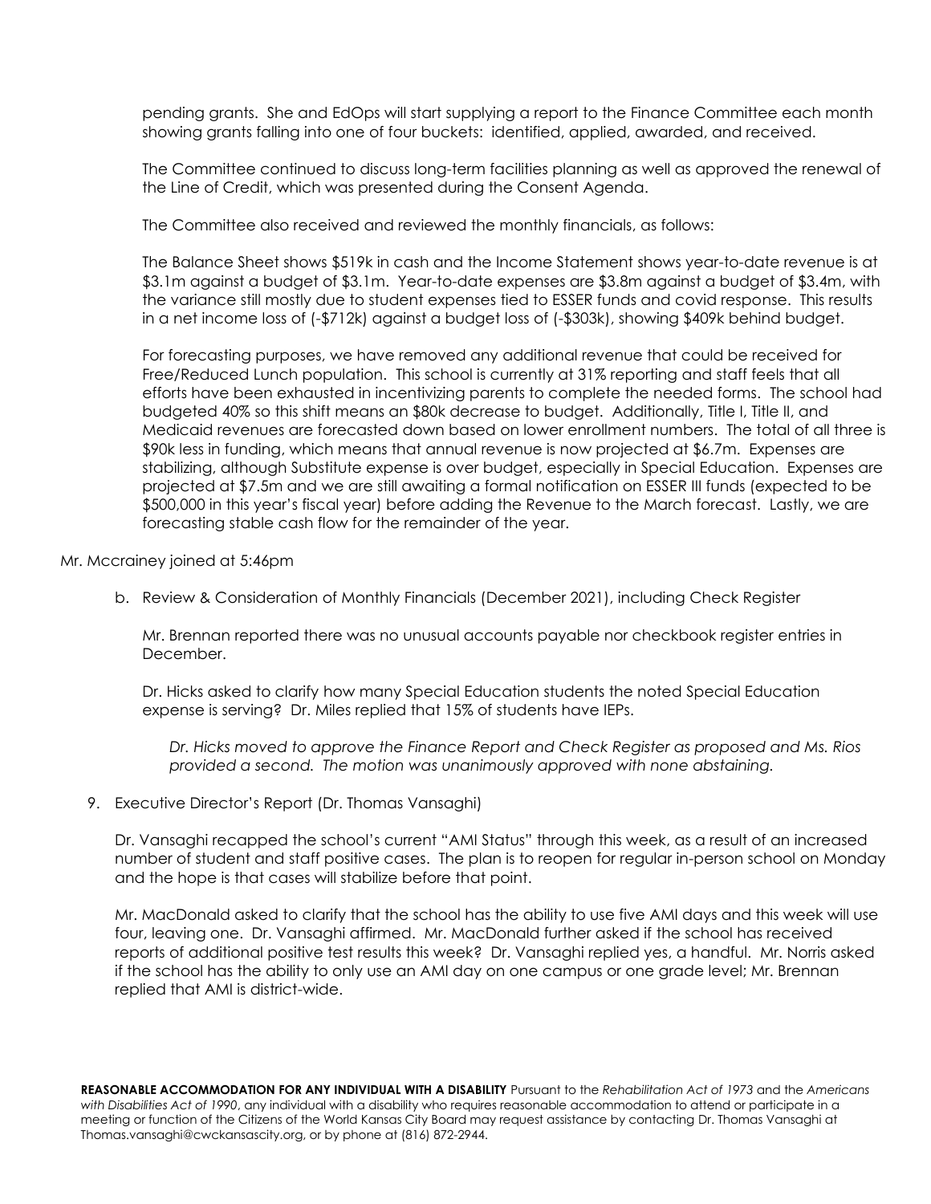pending grants. She and EdOps will start supplying a report to the Finance Committee each month showing grants falling into one of four buckets: identified, applied, awarded, and received.

The Committee continued to discuss long-term facilities planning as well as approved the renewal of the Line of Credit, which was presented during the Consent Agenda.

The Committee also received and reviewed the monthly financials, as follows:

The Balance Sheet shows $519k in cash and the Income Statement shows year-to-date revenue is at $3.1m against a budget of $3.1m. Year-to-date expenses are $3.8m against a budget of $3.4m, with the variance still mostly due to student expenses tied to ESSER funds and covid response. This results in a net income loss of (-$712k) against a budget loss of (-$303k), showing $409k behind budget.

For forecasting purposes, we have removed any additional revenue that could be received for Free/Reduced Lunch population. This school is currently at 31% reporting and staff feels that all efforts have been exhausted in incentivizing parents to complete the needed forms. The school had budgeted 40% so this shift means an $80k decrease to budget. Additionally, Title I, Title II, and Medicaid revenues are forecasted down based on lower enrollment numbers. The total of all three is $90k less in funding, which means that annual revenue is now projected at $6.7m. Expenses are stabilizing, although Substitute expense is over budget, especially in Special Education. Expenses are projected at $7.5m and we are still awaiting a formal notification on ESSER III funds (expected to be $500,000 in this year's fiscal year) before adding the Revenue to the March forecast. Lastly, we are forecasting stable cash flow for the remainder of the year.

Mr. Mccrainey joined at 5:46pm

b. Review & Consideration of Monthly Financials (December 2021), including Check Register

Mr. Brennan reported there was no unusual accounts payable nor checkbook register entries in December.

Dr. Hicks asked to clarify how many Special Education students the noted Special Education expense is serving? Dr. Miles replied that 15% of students have IEPs.

*Dr. Hicks moved to approve the Finance Report and Check Register as proposed and Ms. Rios provided a second. The motion was unanimously approved with none abstaining.*

9. Executive Director's Report (Dr. Thomas Vansaghi)

Dr. Vansaghi recapped the school's current "AMI Status" through this week, as a result of an increased number of student and staff positive cases. The plan is to reopen for regular in-person school on Monday and the hope is that cases will stabilize before that point.

Mr. MacDonald asked to clarify that the school has the ability to use five AMI days and this week will use four, leaving one. Dr. Vansaghi affirmed. Mr. MacDonald further asked if the school has received reports of additional positive test results this week? Dr. Vansaghi replied yes, a handful. Mr. Norris asked if the school has the ability to only use an AMI day on one campus or one grade level; Mr. Brennan replied that AMI is district-wide.

**REASONABLE ACCOMMODATION FOR ANY INDIVIDUAL WITH A DISABILITY** Pursuant to the *Rehabilitation Act of 1973* and the *Americans with Disabilities Act of 1990*, any individual with a disability who requires reasonable accommodation to attend or participate in a meeting or function of the Citizens of the World Kansas City Board may request assistance by contacting Dr. Thomas Vansaghi at Thomas.vansaghi@cwckansascity.org, or by phone at (816) 872-2944.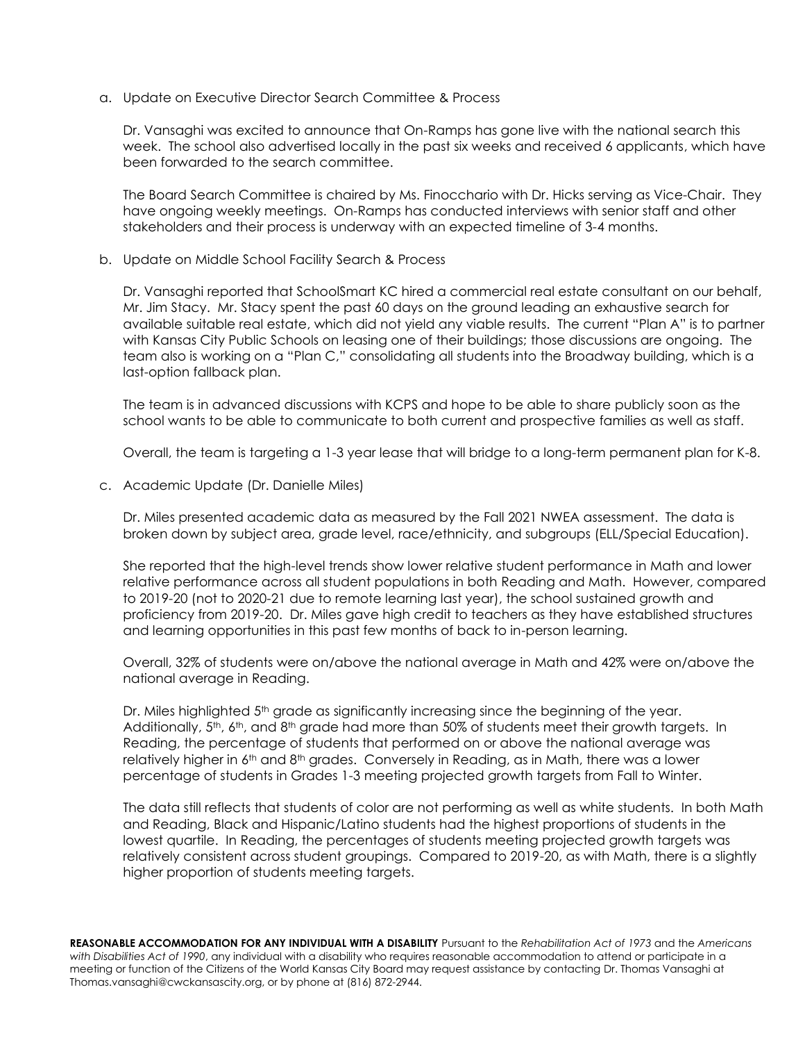a. Update on Executive Director Search Committee & Process

Dr. Vansaghi was excited to announce that On-Ramps has gone live with the national search this week. The school also advertised locally in the past six weeks and received 6 applicants, which have been forwarded to the search committee.

The Board Search Committee is chaired by Ms. Finocchario with Dr. Hicks serving as Vice-Chair. They have ongoing weekly meetings. On-Ramps has conducted interviews with senior staff and other stakeholders and their process is underway with an expected timeline of 3-4 months.

b. Update on Middle School Facility Search & Process

Dr. Vansaghi reported that SchoolSmart KC hired a commercial real estate consultant on our behalf, Mr. Jim Stacy. Mr. Stacy spent the past 60 days on the ground leading an exhaustive search for available suitable real estate, which did not yield any viable results. The current "Plan A" is to partner with Kansas City Public Schools on leasing one of their buildings; those discussions are ongoing. The team also is working on a "Plan C," consolidating all students into the Broadway building, which is a last-option fallback plan.

The team is in advanced discussions with KCPS and hope to be able to share publicly soon as the school wants to be able to communicate to both current and prospective families as well as staff.

Overall, the team is targeting a 1-3 year lease that will bridge to a long-term permanent plan for K-8.

c. Academic Update (Dr. Danielle Miles)

Dr. Miles presented academic data as measured by the Fall 2021 NWEA assessment. The data is broken down by subject area, grade level, race/ethnicity, and subgroups (ELL/Special Education).

She reported that the high-level trends show lower relative student performance in Math and lower relative performance across all student populations in both Reading and Math. However, compared to 2019-20 (not to 2020-21 due to remote learning last year), the school sustained growth and proficiency from 2019-20. Dr. Miles gave high credit to teachers as they have established structures and learning opportunities in this past few months of back to in-person learning.

Overall, 32% of students were on/above the national average in Math and 42% were on/above the national average in Reading.

Dr. Miles highlighted 5th grade as significantly increasing since the beginning of the year. Additionally, 5th, 6th, and 8th grade had more than 50% of students meet their growth targets. In Reading, the percentage of students that performed on or above the national average was relatively higher in 6th and 8th grades. Conversely in Reading, as in Math, there was a lower percentage of students in Grades 1-3 meeting projected growth targets from Fall to Winter.

The data still reflects that students of color are not performing as well as white students. In both Math and Reading, Black and Hispanic/Latino students had the highest proportions of students in the lowest quartile. In Reading, the percentages of students meeting projected growth targets was relatively consistent across student groupings. Compared to 2019-20, as with Math, there is a slightly higher proportion of students meeting targets.

**REASONABLE ACCOMMODATION FOR ANY INDIVIDUAL WITH A DISABILITY** Pursuant to the *Rehabilitation Act of 1973* and the *Americans with Disabilities Act of 1990*, any individual with a disability who requires reasonable accommodation to attend or participate in a meeting or function of the Citizens of the World Kansas City Board may request assistance by contacting Dr. Thomas Vansaghi at Thomas.vansaghi@cwckansascity.org, or by phone at (816) 872-2944.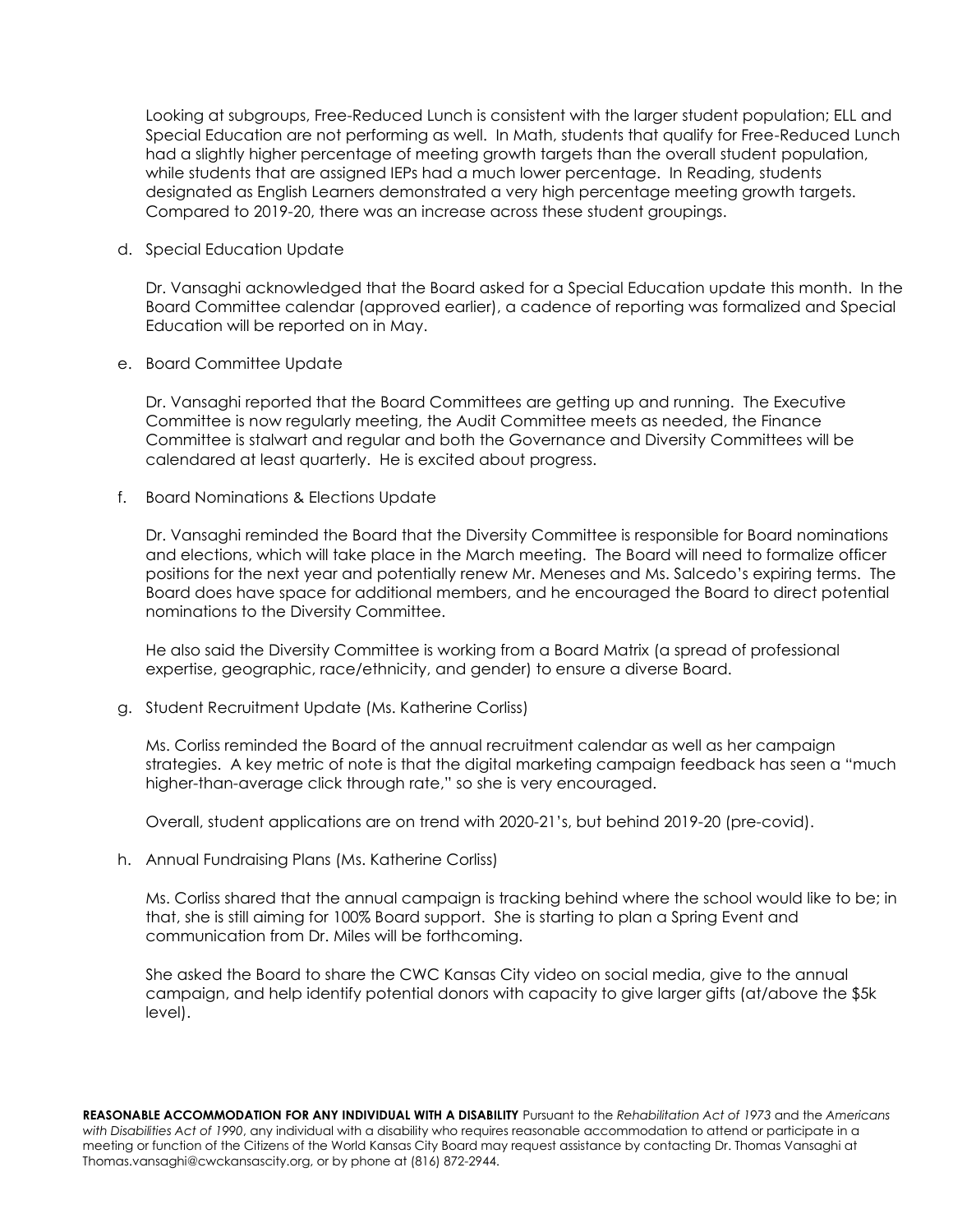Looking at subgroups, Free-Reduced Lunch is consistent with the larger student population; ELL and Special Education are not performing as well. In Math, students that qualify for Free-Reduced Lunch had a slightly higher percentage of meeting growth targets than the overall student population, while students that are assigned IEPs had a much lower percentage. In Reading, students designated as English Learners demonstrated a very high percentage meeting growth targets. Compared to 2019-20, there was an increase across these student groupings.

d. Special Education Update

Dr. Vansaghi acknowledged that the Board asked for a Special Education update this month. In the Board Committee calendar (approved earlier), a cadence of reporting was formalized and Special Education will be reported on in May.

e. Board Committee Update

Dr. Vansaghi reported that the Board Committees are getting up and running. The Executive Committee is now regularly meeting, the Audit Committee meets as needed, the Finance Committee is stalwart and regular and both the Governance and Diversity Committees will be calendared at least quarterly. He is excited about progress.

f. Board Nominations & Elections Update

Dr. Vansaghi reminded the Board that the Diversity Committee is responsible for Board nominations and elections, which will take place in the March meeting. The Board will need to formalize officer positions for the next year and potentially renew Mr. Meneses and Ms. Salcedo's expiring terms. The Board does have space for additional members, and he encouraged the Board to direct potential nominations to the Diversity Committee.

He also said the Diversity Committee is working from a Board Matrix (a spread of professional expertise, geographic, race/ethnicity, and gender) to ensure a diverse Board.

g. Student Recruitment Update (Ms. Katherine Corliss)

Ms. Corliss reminded the Board of the annual recruitment calendar as well as her campaign strategies. A key metric of note is that the digital marketing campaign feedback has seen a "much higher-than-average click through rate," so she is very encouraged.

Overall, student applications are on trend with 2020-21's, but behind 2019-20 (pre-covid).

h. Annual Fundraising Plans (Ms. Katherine Corliss)

Ms. Corliss shared that the annual campaign is tracking behind where the school would like to be; in that, she is still aiming for 100% Board support. She is starting to plan a Spring Event and communication from Dr. Miles will be forthcoming.

She asked the Board to share the CWC Kansas City video on social media, give to the annual campaign, and help identify potential donors with capacity to give larger gifts (at/above the $5k level).

**REASONABLE ACCOMMODATION FOR ANY INDIVIDUAL WITH A DISABILITY** Pursuant to the *Rehabilitation Act of 1973* and the *Americans with Disabilities Act of 1990*, any individual with a disability who requires reasonable accommodation to attend or participate in a meeting or function of the Citizens of the World Kansas City Board may request assistance by contacting Dr. Thomas Vansaghi at Thomas.vansaghi@cwckansascity.org, or by phone at (816) 872-2944.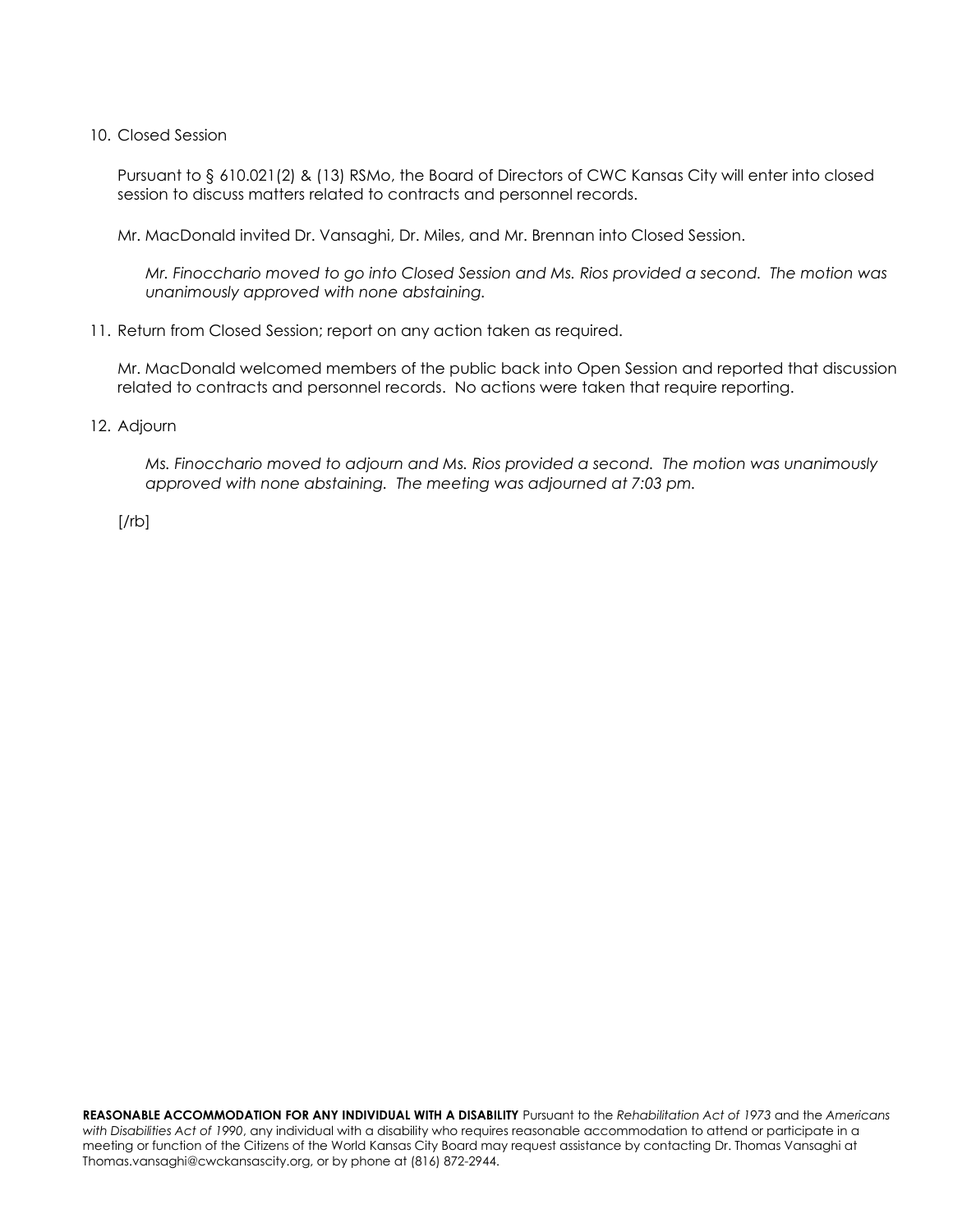10. Closed Session

    Pursuant to § 610.021(2) & (13) RSMo, the Board of Directors of CWC Kansas City will enter into closed session to discuss matters related to contracts and personnel records.

    Mr. MacDonald invited Dr. Vansaghi, Dr. Miles, and Mr. Brennan into Closed Session.

    > *Mr. Finocchario moved to go into Closed Session and Ms. Rios provided a second. The motion was unanimously approved with none abstaining.*

11. Return from Closed Session; report on any action taken as required.

    Mr. MacDonald welcomed members of the public back into Open Session and reported that discussion related to contracts and personnel records. No actions were taken that require reporting.

12. Adjourn

    > *Ms. Finocchario moved to adjourn and Ms. Rios provided a second. The motion was unanimously approved with none abstaining. The meeting was adjourned at 7:03 pm.*

    [/rb]

**REASONABLE ACCOMMODATION FOR ANY INDIVIDUAL WITH A DISABILITY** Pursuant to the *Rehabilitation Act of 1973* and the *Americans with Disabilities Act of 1990*, any individual with a disability who requires reasonable accommodation to attend or participate in a meeting or function of the Citizens of the World Kansas City Board may request assistance by contacting Dr. Thomas Vansaghi at Thomas.vansaghi@cwckansascity.org, or by phone at (816) 872-2944.